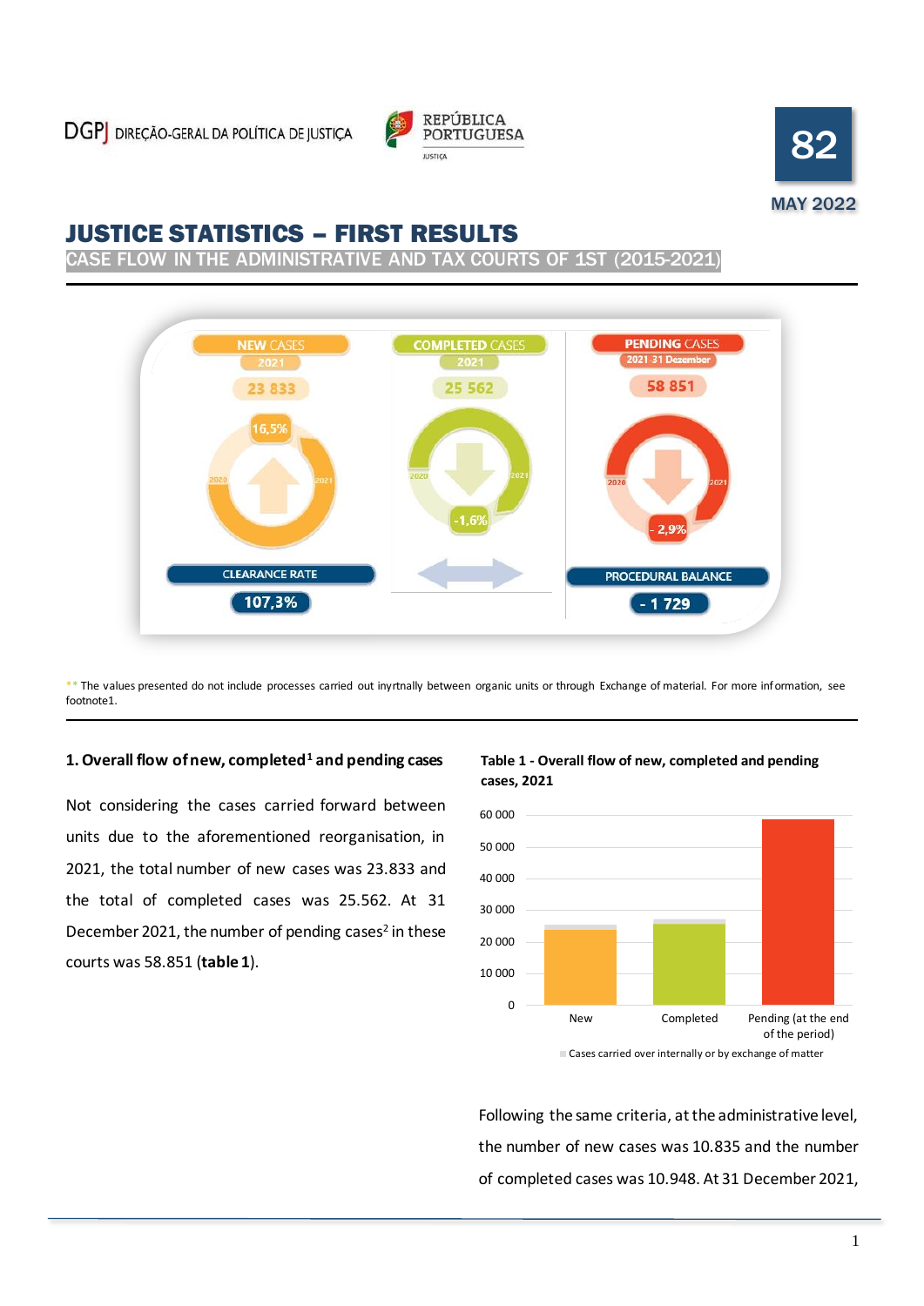DGPJ DIREÇÃO-GERAL DA POLÍTICA DE JUSTIÇA

REPÚBLICA PORTUGUESA JUSTIÇA

82

MAY 2022

# JUSTICE STATISTICS – FIRST RESULTS

## CASE FLOW IN THE ADMINISTRATIVE AND TAX COURTS OF 1ST (2015-2021)

NEW CASES 2021: 23 833 (16,5%)

COMPLETED CASES 2021: 25 562 (-1,6%)

PENDING CASES 2021-31 Dezembor: 58 851 (- 2,9%)

CLEARANCE RATE: 107,3%

PROCEDURAL BALANCE: - 1 729

** The values presented do not include processes carried out inyrtnally between organic units or through Exchange of material. For more information, see footnote1.

### 1. Overall flow of new, completed[1] and pending cases

Not considering the cases carried forward between units due to the aforementioned reorganisation, in 2021, the total number of new cases was 23.833 and the total of completed cases was 25.562. At 31 December 2021, the number of pending cases[2] in these courts was 58.851 (**table 1**).

**Table 1 - Overall flow of new, completed and pending cases, 2021**

Chart categories: New; Completed; Pending (at the end of the period)

Legend: Cases carried over internally or by exchange of matter

Following the same criteria, at the administrative level, the number of new cases was 10.835 and the number of completed cases was 10.948. At 31 December 2021,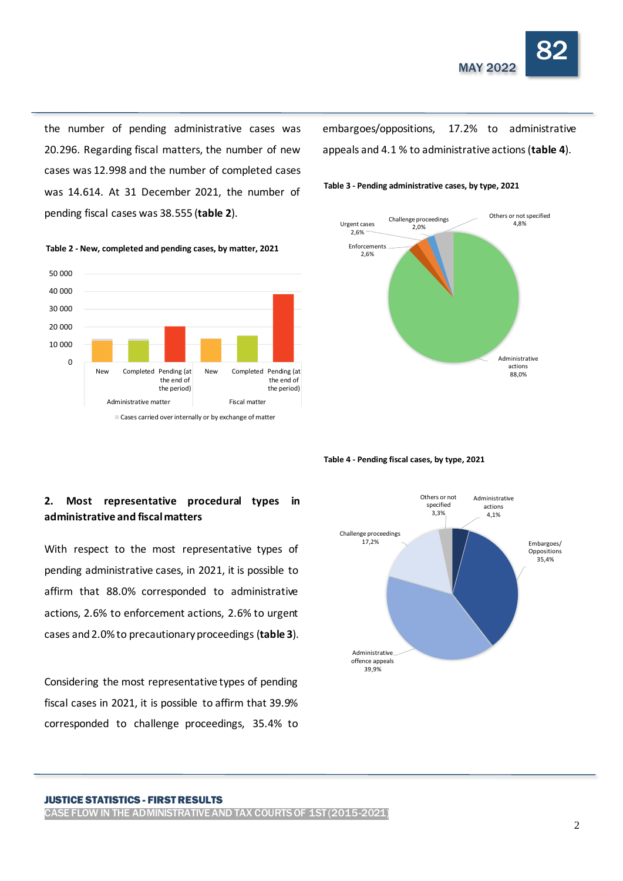the number of pending administrative cases was 20.296. Regarding fiscal matters, the number of new cases was 12.998 and the number of completed cases was 14.614. At 31 December 2021, the number of pending fiscal cases was 38.555 (**table 2**).

**Table 2 - New, completed and pending cases, by matter, 2021**

50 000
40 000
30 000
20 000
10 000
0

New | Completed | Pending (at the end of the period) | New | Completed | Pending (at the end of the period)

Administrative matter | Fiscal matter

Cases carried over internally or by exchange of matter

## 2. Most representative procedural types in administrative and fiscal matters

With respect to the most representative types of pending administrative cases, in 2021, it is possible to affirm that 88.0% corresponded to administrative actions, 2.6% to enforcement actions, 2.6% to urgent cases and 2.0% to precautionary proceedings (**table 3**).

Considering the most representative types of pending fiscal cases in 2021, it is possible to affirm that 39.9% corresponded to challenge proceedings, 35.4% to embargoes/oppositions, 17.2% to administrative appeals and 4.1 % to administrative actions (**table 4**).

**Table 3 - Pending administrative cases, by type, 2021**

Urgent cases 2,6%
Challenge proceedings 2,0%
Others or not specified 4,8%
Enforcements 2,6%
Administrative actions 88,0%

**Table 4 - Pending fiscal cases, by type, 2021**

Others or not specified 3,3%
Administrative actions 4,1%
Challenge proceedings 17,2%
Embargoes/ Oppositions 35,4%
Administrative offence appeals 39,9%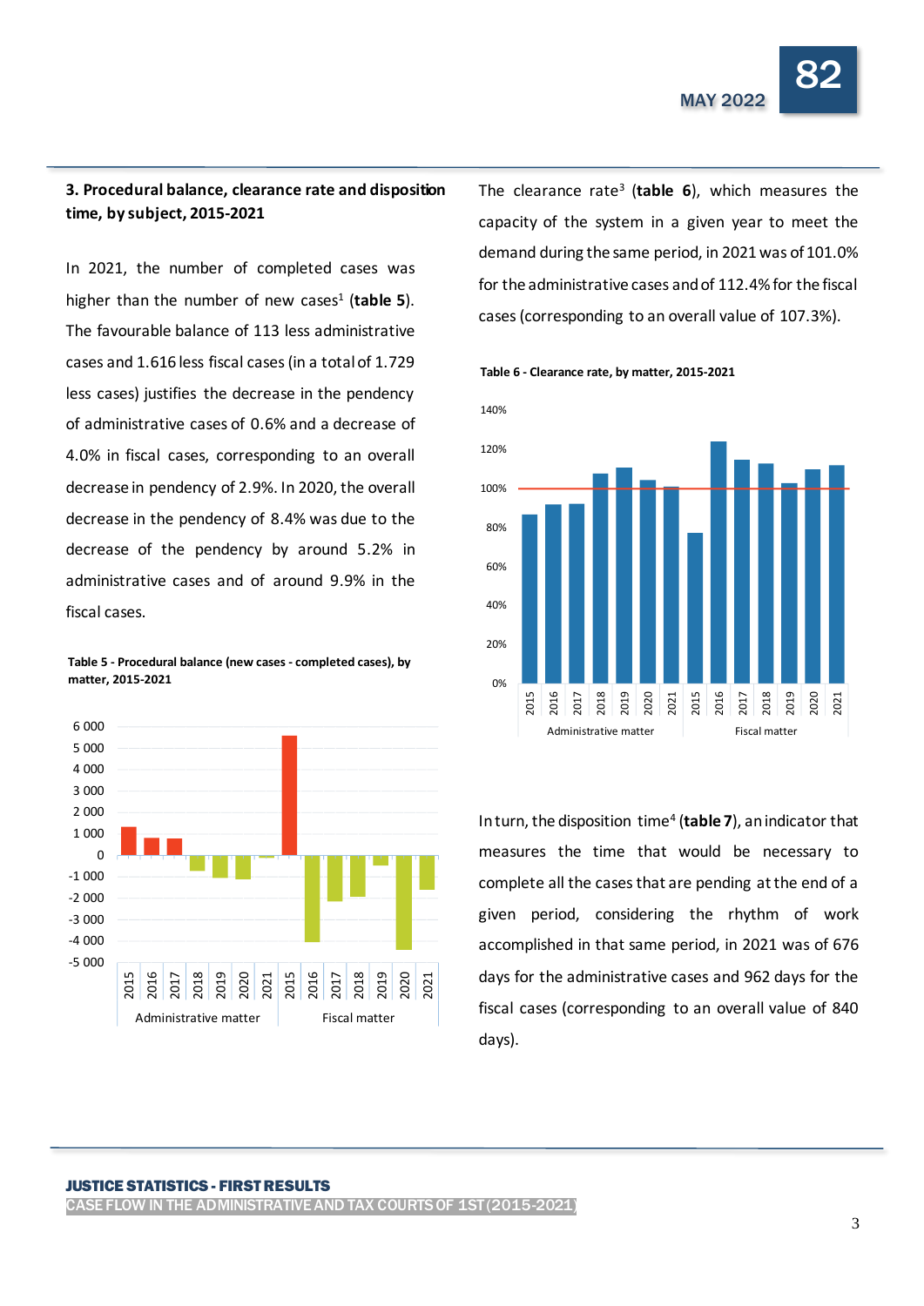## 3. Procedural balance, clearance rate and disposition time, by subject, 2015-2021

In 2021, the number of completed cases was higher than the number of new cases[1] (**table 5**). The favourable balance of 113 less administrative cases and 1.616 less fiscal cases (in a total of 1.729 less cases) justifies the decrease in the pendency of administrative cases of 0.6% and a decrease of 4.0% in fiscal cases, corresponding to an overall decrease in pendency of 2.9%. In 2020, the overall decrease in the pendency of 8.4% was due to the decrease of the pendency by around 5.2% in administrative cases and of around 9.9% in the fiscal cases.

**Table 5 - Procedural balance (new cases - completed cases), by matter, 2015-2021**

The clearance rate[3] (**table 6**), which measures the capacity of the system in a given year to meet the demand during the same period, in 2021 was of 101.0% for the administrative cases and of 112.4% for the fiscal cases (corresponding to an overall value of 107.3%).

**Table 6 - Clearance rate, by matter, 2015-2021**

In turn, the disposition time[4] (**table 7**), an indicator that measures the time that would be necessary to complete all the cases that are pending at the end of a given period, considering the rhythm of work accomplished in that same period, in 2021 was of 676 days for the administrative cases and 962 days for the fiscal cases (corresponding to an overall value of 840 days).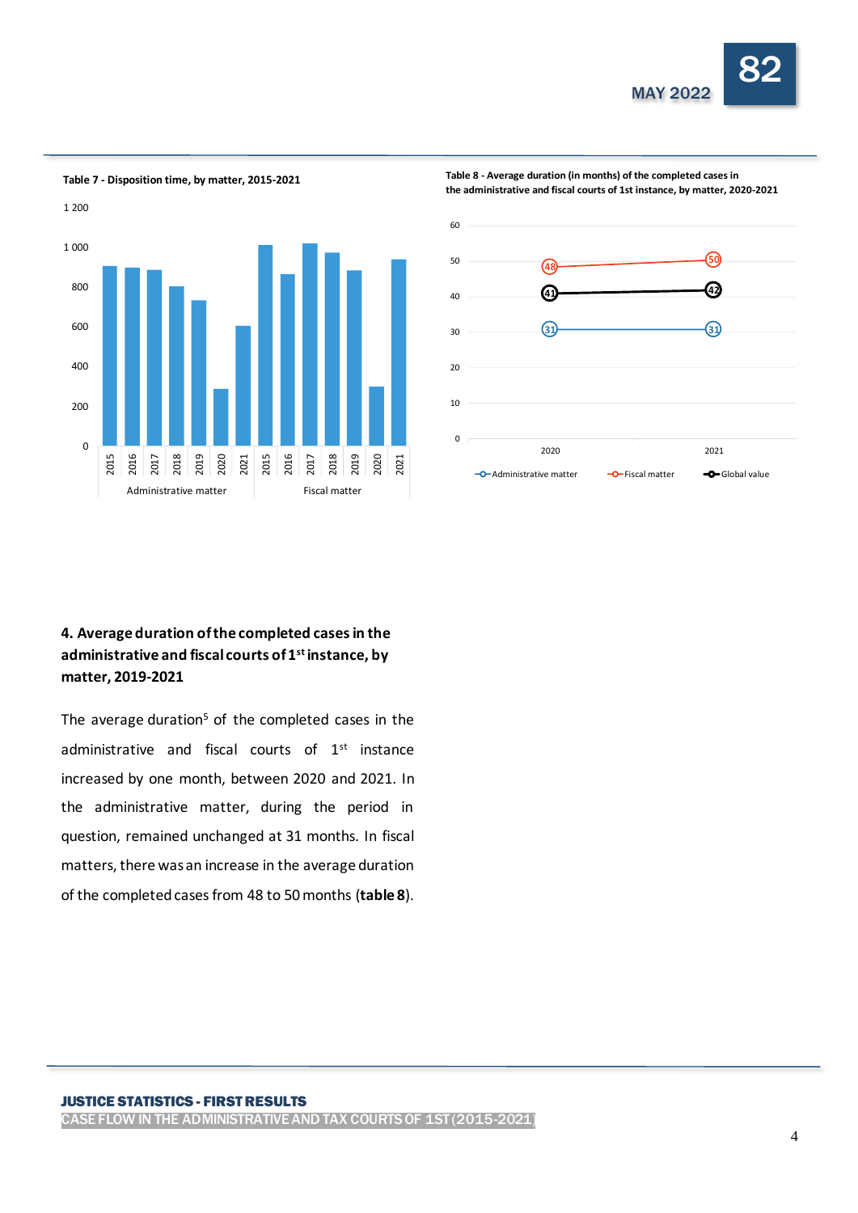Table 7 - Disposition time, by matter, 2015-2021

Table 8 - Average duration (in months) of the completed cases in the administrative and fiscal courts of 1st instance, by matter, 2020-2021

| | 2020 | 2021 |
|---|---|---|
| Administrative matter | 31 | 31 |
| Fiscal matter | 48 | 50 |
| Global value | 41 | 42 |

## 4. Average duration of the completed cases in the administrative and fiscal courts of 1st instance, by matter, 2019-2021

The average duration[5] of the completed cases in the administrative and fiscal courts of 1st instance increased by one month, between 2020 and 2021. In the administrative matter, during the period in question, remained unchanged at 31 months. In fiscal matters, there was an increase in the average duration of the completed cases from 48 to 50 months (**table 8**).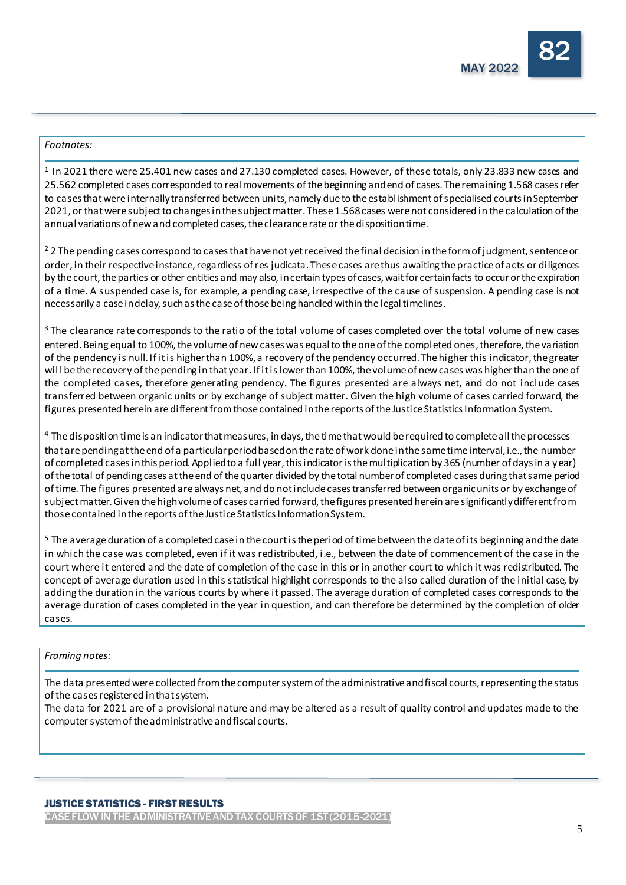*Footnotes:*

[1] In 2021 there were 25.401 new cases and 27.130 completed cases. However, of these totals, only 23.833 new cases and 25.562 completed cases corresponded to real movements of the beginning and end of cases. The remaining 1.568 cases refer to cases that were internally transferred between units, namely due to the establishment of specialised courts in September 2021, or that were subject to changes in the subject matter. These 1.568 cases were not considered in the calculation of the annual variations of new and completed cases, the clearance rate or the disposition time.

[2] 2 The pending cases correspond to cases that have not yet received the final decision in the form of judgment, sentence or order, in their respective instance, regardless of res judicata. These cases are thus awaiting the practice of acts or diligences by the court, the parties or other entities and may also, in certain types of cases, wait for certain facts to occur or the expiration of a time. A suspended case is, for example, a pending case, irrespective of the cause of suspension. A pending case is not necessarily a case in delay, such as the case of those being handled within the legal timelines.

[3] The clearance rate corresponds to the ratio of the total volume of cases completed over the total volume of new cases entered. Being equal to 100%, the volume of new cases was equal to the one of the completed ones, therefore, the variation of the pendency is null. If it is higher than 100%, a recovery of the pendency occurred. The higher this indicator, the greater will be the recovery of the pending in that year. If it is lower than 100%, the volume of new cases was higher than the one of the completed cases, therefore generating pendency. The figures presented are always net, and do not include cases transferred between organic units or by exchange of subject matter. Given the high volume of cases carried forward, the figures presented herein are different from those contained in the reports of the Justice Statistics Information System.

[4] The disposition time is an indicator that measures, in days, the time that would be required to complete all the processes that are pending at the end of a particular period based on the rate of work done in the same time interval, i.e., the number of completed cases in this period. Applied to a full year, this indicator is the multiplication by 365 (number of days in a year) of the total of pending cases at the end of the quarter divided by the total number of completed cases during that same period of time. The figures presented are always net, and do not include cases transferred between organic units or by exchange of subject matter. Given the high volume of cases carried forward, the figures presented herein are significantly different from those contained in the reports of the Justice Statistics Information System.

[5] The average duration of a completed case in the court is the period of time between the date of its beginning and the date in which the case was completed, even if it was redistributed, i.e., between the date of commencement of the case in the court where it entered and the date of completion of the case in this or in another court to which it was redistributed. The concept of average duration used in this statistical highlight corresponds to the also called duration of the initial case, by adding the duration in the various courts by where it passed. The average duration of completed cases corresponds to the average duration of cases completed in the year in question, and can therefore be determined by the completion of older cases.

*Framing notes:*

The data presented were collected from the computer system of the administrative and fiscal courts, representing the status of the cases registered in that system.
The data for 2021 are of a provisional nature and may be altered as a result of quality control and updates made to the computer system of the administrative and fiscal courts.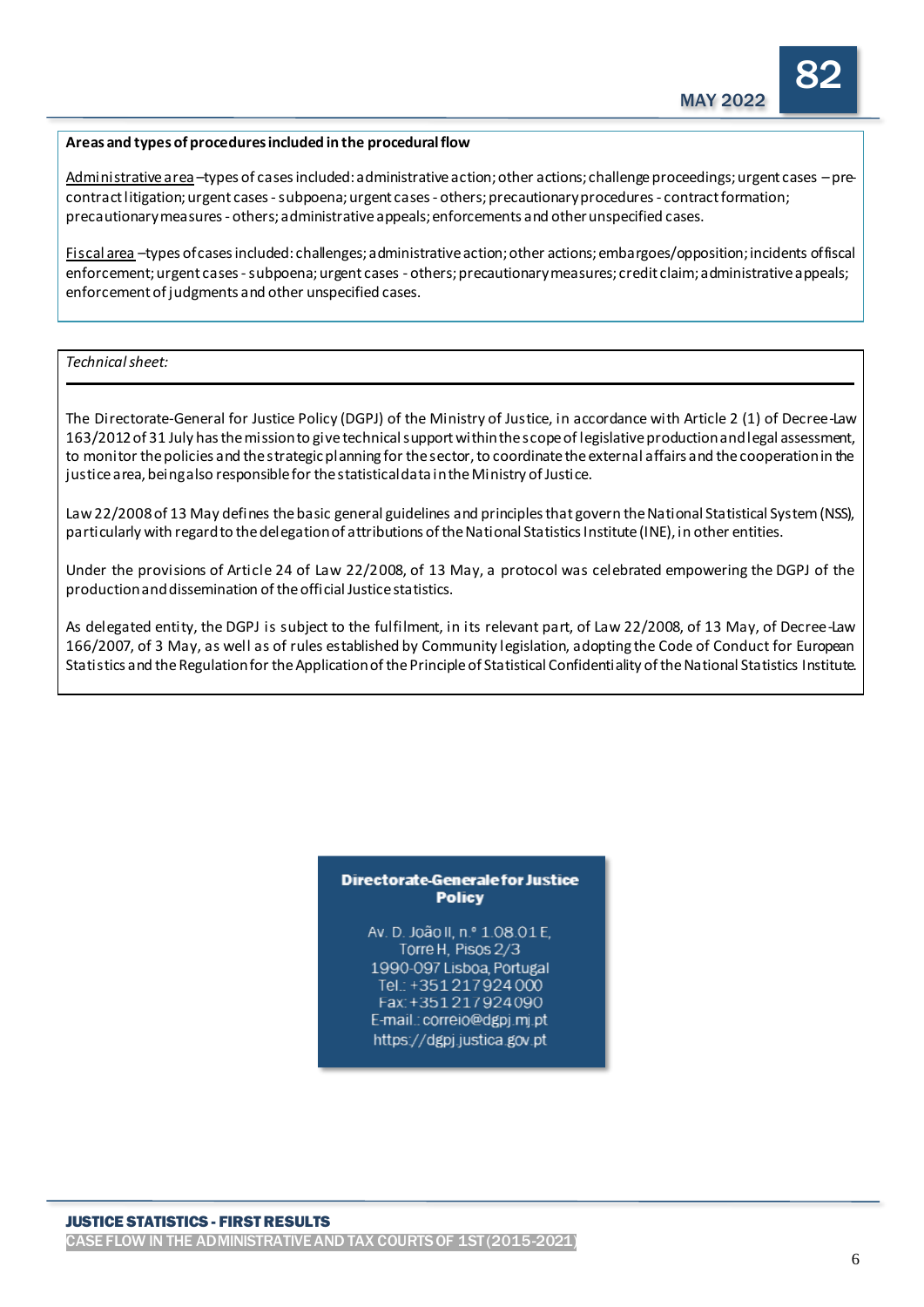**Areas and types of procedures included in the procedural flow**

Administrative area –types of cases included: administrative action; other actions; challenge proceedings; urgent cases – pre-contract litigation; urgent cases - subpoena; urgent cases - others; precautionary procedures - contract formation; precautionary measures - others; administrative appeals; enforcements and other unspecified cases.

Fiscal area –types of cases included: challenges; administrative action; other actions; embargoes/opposition; incidents of fiscal enforcement; urgent cases - subpoena; urgent cases - others; precautionary measures; credit claim; administrative appeals; enforcement of judgments and other unspecified cases.

*Technical sheet:*

The Directorate-General for Justice Policy (DGPJ) of the Ministry of Justice, in accordance with Article 2 (1) of Decree-Law 163/2012 of 31 July has the mission to give technical support within the scope of legislative production and legal assessment, to monitor the policies and the strategic planning for the sector, to coordinate the external affairs and the cooperation in the justice area, being also responsible for the statistical data in the Ministry of Justice.

Law 22/2008 of 13 May defines the basic general guidelines and principles that govern the National Statistical System (NSS), particularly with regard to the delegation of attributions of the National Statistics Institute (INE), in other entities.

Under the provisions of Article 24 of Law 22/2008, of 13 May, a protocol was celebrated empowering the DGPJ of the production and dissemination of the official Justice statistics.

As delegated entity, the DGPJ is subject to the fulfilment, in its relevant part, of Law 22/2008, of 13 May, of Decree-Law 166/2007, of 3 May, as well as of rules established by Community legislation, adopting the Code of Conduct for European Statistics and the Regulation for the Application of the Principle of Statistical Confidentiality of the National Statistics Institute.

**Directorate-General for Justice Policy**

Av. D. João II, n.º 1.08.01 E,
Torre H, Pisos 2/3
1990-097 Lisboa, Portugal
Tel.: +351 217 924 000
Fax: +351 217 924 090
E-mail.: correio@dgpj.mj.pt
https://dgpj.justica.gov.pt